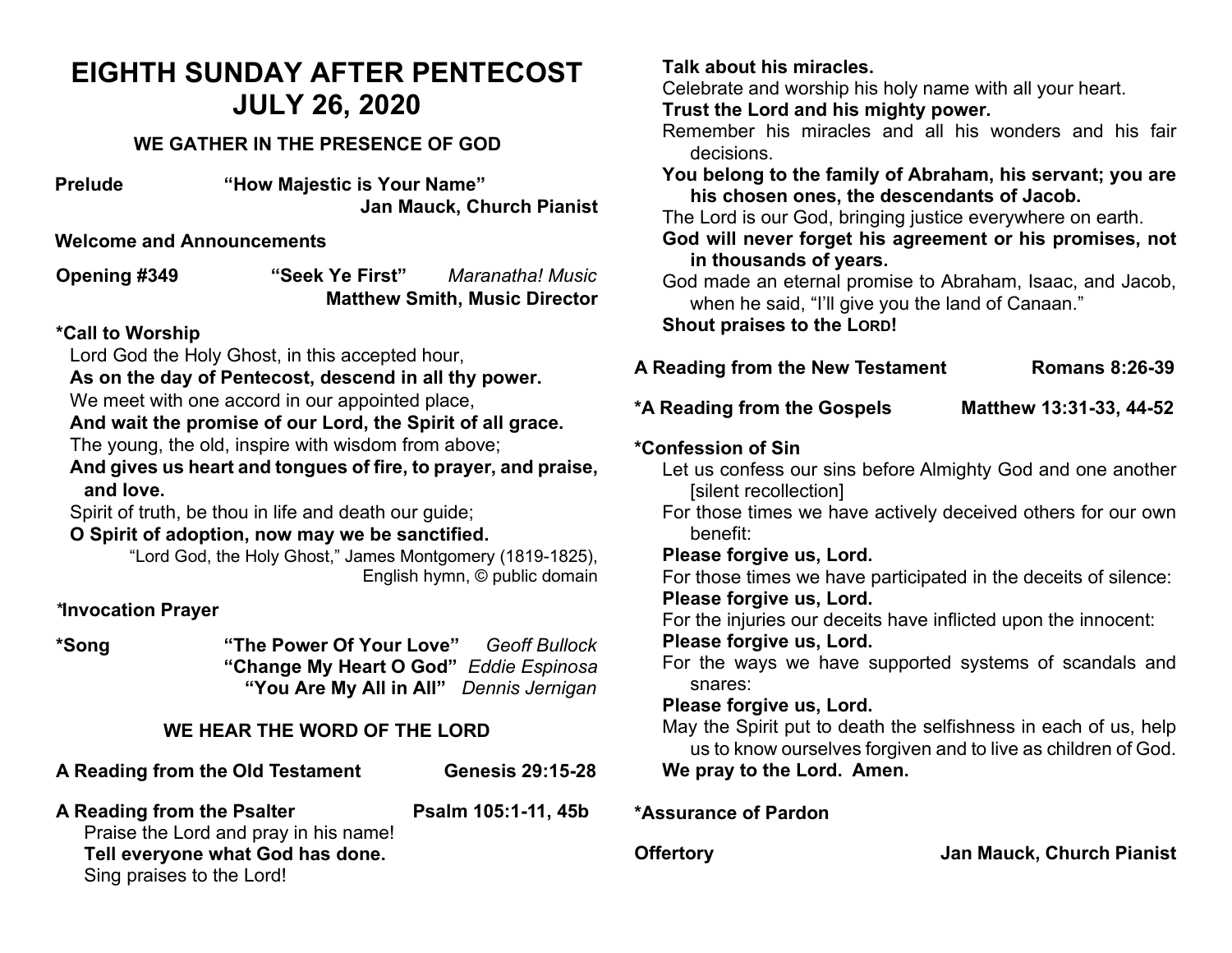# EIGHTH SUNDAY AFTER PENTECOST
# JULY 26, 2020

## WE GATHER IN THE PRESENCE OF GOD

**Prelude** **"How Majestic is Your Name"**
**Jan Mauck, Church Pianist**

**Welcome and Announcements**

**Opening #349** **"Seek Ye First"** *Maranatha! Music*
**Matthew Smith, Music Director**

**\*Call to Worship**

Lord God the Holy Ghost, in this accepted hour,
**As on the day of Pentecost, descend in all thy power.**
We meet with one accord in our appointed place,
**And wait the promise of our Lord, the Spirit of all grace.**
The young, the old, inspire with wisdom from above;
**And gives us heart and tongues of fire, to prayer, and praise, and love.**
Spirit of truth, be thou in life and death our guide;
**O Spirit of adoption, now may we be sanctified.**

"Lord God, the Holy Ghost," James Montgomery (1819-1825), English hymn, © public domain

***\*Invocation Prayer***

**\*Song** **"The Power Of Your Love"** *Geoff Bullock*
**"Change My Heart O God"** *Eddie Espinosa*
**"You Are My All in All"** *Dennis Jernigan*

## WE HEAR THE WORD OF THE LORD

**A Reading from the Old Testament** **Genesis 29:15-28**

**A Reading from the Psalter** **Psalm 105:1-11, 45b**

Praise the Lord and pray in his name!
**Tell everyone what God has done.**
Sing praises to the Lord!
**Talk about his miracles.**
Celebrate and worship his holy name with all your heart.
**Trust the Lord and his mighty power.**
Remember his miracles and all his wonders and his fair decisions.
**You belong to the family of Abraham, his servant; you are his chosen ones, the descendants of Jacob.**
The Lord is our God, bringing justice everywhere on earth.
**God will never forget his agreement or his promises, not in thousands of years.**
God made an eternal promise to Abraham, Isaac, and Jacob, when he said, "I'll give you the land of Canaan."
**Shout praises to the LORD!**

**A Reading from the New Testament** **Romans 8:26-39**

**\*A Reading from the Gospels** **Matthew 13:31-33, 44-52**

**\*Confession of Sin**

Let us confess our sins before Almighty God and one another [silent recollection]
For those times we have actively deceived others for our own benefit:
**Please forgive us, Lord.**
For those times we have participated in the deceits of silence:
**Please forgive us, Lord.**
For the injuries our deceits have inflicted upon the innocent:
**Please forgive us, Lord.**
For the ways we have supported systems of scandals and snares:
**Please forgive us, Lord.**
May the Spirit put to death the selfishness in each of us, help us to know ourselves forgiven and to live as children of God.
**We pray to the Lord. Amen.**

**\*Assurance of Pardon**

**Offertory** **Jan Mauck, Church Pianist**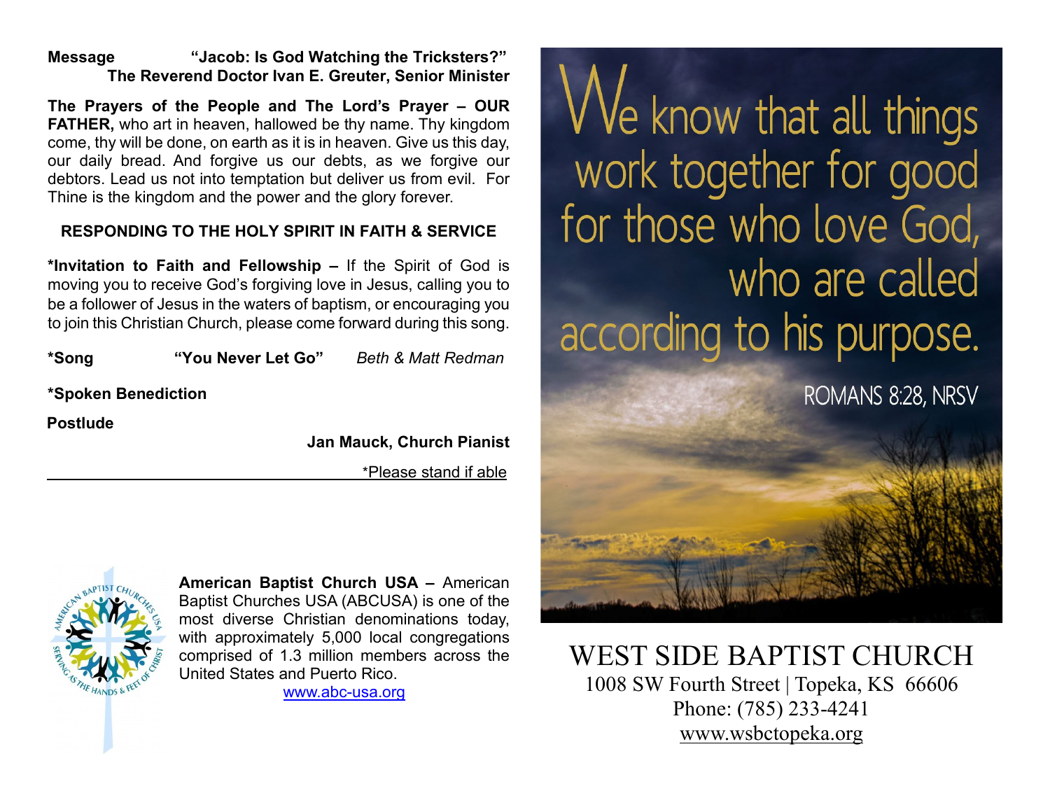**Message** **"Jacob: Is God Watching the Tricksters?"**
**The Reverend Doctor Ivan E. Greuter, Senior Minister**

**The Prayers of the People and The Lord's Prayer – OUR FATHER,** who art in heaven, hallowed be thy name. Thy kingdom come, thy will be done, on earth as it is in heaven. Give us this day, our daily bread. And forgive us our debts, as we forgive our debtors. Lead us not into temptation but deliver us from evil. For Thine is the kingdom and the power and the glory forever.

## RESPONDING TO THE HOLY SPIRIT IN FAITH & SERVICE

**\*Invitation to Faith and Fellowship –** If the Spirit of God is moving you to receive God's forgiving love in Jesus, calling you to be a follower of Jesus in the waters of baptism, or encouraging you to join this Christian Church, please come forward during this song.

**\*Song** **"You Never Let Go"** *Beth & Matt Redman*

**\*Spoken Benediction**

**Postlude**
**Jan Mauck, Church Pianist**

*Please stand if able

**American Baptist Church USA –** American Baptist Churches USA (ABCUSA) is one of the most diverse Christian denominations today, with approximately 5,000 local congregations comprised of 1.3 million members across the United States and Puerto Rico.
www.abc-usa.org

We know that all things work together for good for those who love God, who are called according to his purpose.

ROMANS 8:28, NRSV

# WEST SIDE BAPTIST CHURCH

1008 SW Fourth Street | Topeka, KS 66606
Phone: (785) 233-4241
www.wsbctopeka.org